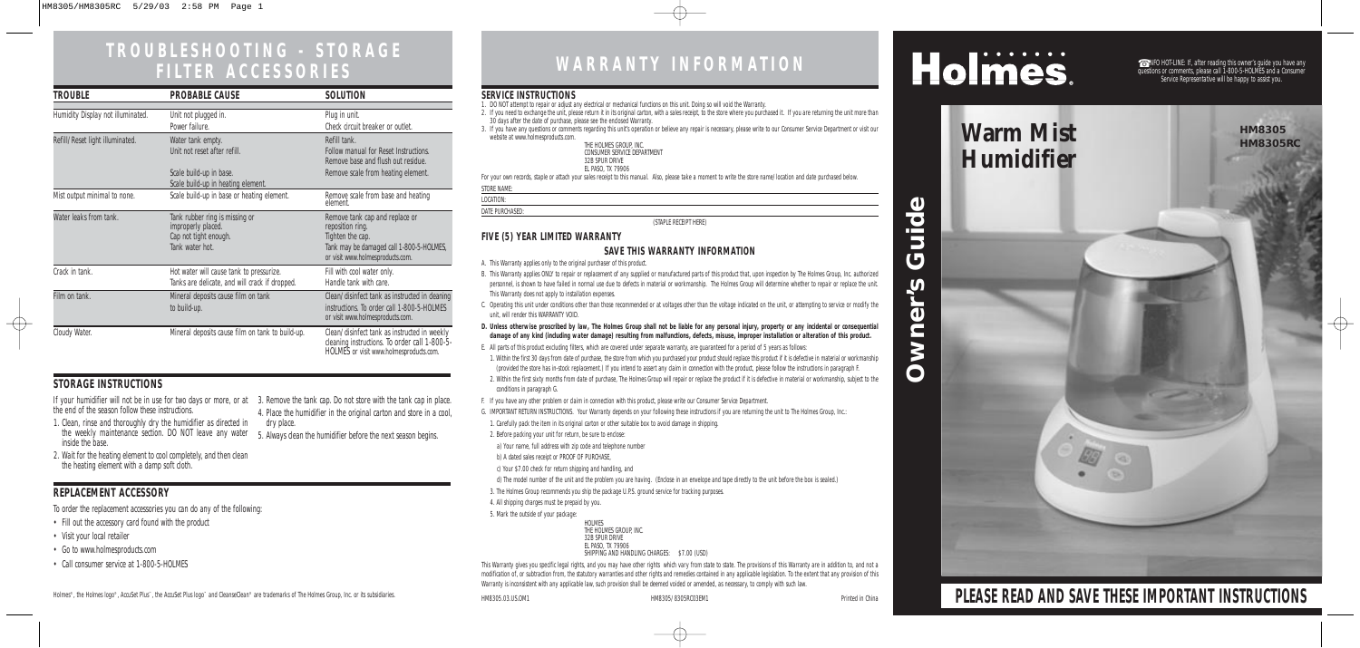# TROUBLESHOOTING - STORAGE FILTER ACCESSORIES

| TROUBLE | PROBABLE CAUSE | SOLUTION |
|---|---|---|
| Humidity Display not illuminated. | Unit not plugged in. Power failure. | Plug in unit. Check circuit breaker or outlet. |
| Refill/Reset light illuminated. | Water tank empty. Unit not reset after refill. Scale build-up in base. Scale build-up in heating element. | Refill tank. Follow manual for Reset Instructions. Remove base and flush out residue. Remove scale from heating element. |
| Mist output minimal to none. | Scale build-up in base or heating element. | Remove scale from base and heating element. |
| Water leaks from tank. | Tank rubber ring is missing or improperly placed. Cap not tight enough. Tank water hot. | Remove tank cap and replace or reposition ring. Tighten the cap. Tank may be damaged call 1-800-5-HOLMES, or visit www.holmesproducts.com. |
| Crack in tank. | Hot water will cause tank to pressurize. Tanks are delicate, and will crack if dropped. | Fill with cool water only. Handle tank with care. |
| Film on tank. | Mineral deposits cause film on tank to build-up. | Clean/disinfect tank as instructed in cleaning instructions. To order call 1-800-5-HOLMES or visit www.holmesproducts.com. |
| Cloudy Water. | Mineral deposits cause film on tank to build-up. | Clean/disinfect tank as instructed in weekly cleaning instructions. To order call 1-800-5-HOLMES or visit www.holmesproducts.com. |

## STORAGE INSTRUCTIONS

If your humidifier will not be in use for two days or more, or at the end of the season follow these instructions.

1. Clean, rinse and thoroughly dry the humidifier as directed in the weekly maintenance section. DO NOT leave any water inside the base.
2. Wait for the heating element to cool completely, and then clean the heating element with a damp soft cloth.
3. Remove the tank cap. Do not store with the tank cap in place.
4. Place the humidifier in the original carton and store in a cool, dry place.
5. Always clean the humidifier before the next season begins.

## REPLACEMENT ACCESSORY

To order the replacement accessories you can do any of the following:

- Fill out the accessory card found with the product
- Visit your local retailer
- Go to www.holmesproducts.com
- Call consumer service at 1-800-5-HOLMES

Holmes®, the Holmes logo®, AccuSet Plus™, the AccuSet Plus logo™ and CleanseClean® are trademarks of The Holmes Group, Inc. or its subsidiaries.

# WARRANTY INFORMATION

## SERVICE INSTRUCTIONS

1. DO NOT attempt to repair or adjust any electrical or mechanical functions on this unit. Doing so will void the Warranty.
2. If you need to exchange the unit, please return it in its original carton, with a sales receipt, to the store where you purchased it. If you are returning the unit more than 30 days after the date of purchase, please see the enclosed Warranty.
3. If you have any questions or comments regarding this unit's operation or believe any repair is necessary, please write to our Consumer Service Department or visit our website at www.holmesproducts.com.

THE HOLMES GROUP, INC.
CONSUMER SERVICE DEPARTMENT
32B SPUR DRIVE
EL PASO, TX 79906

For your own records, staple or attach your sales receipt to this manual. Also, please take a moment to write the store name/location and date purchased below.

STORE NAME:

LOCATION:

DATE PURCHASED:

(STAPLE RECEIPT HERE)

## FIVE (5) YEAR LIMITED WARRANTY

### SAVE THIS WARRANTY INFORMATION

A. This Warranty applies only to the original purchaser of this product.

B. This Warranty applies ONLY to repair or replacement of any supplied or manufactured parts of this product that, upon inspection by The Holmes Group, Inc. authorized personnel, is shown to have failed in normal use due to defects in material or workmanship. The Holmes Group will determine whether to repair or replace the unit. This Warranty does not apply to installation expenses.

C. Operating this unit under conditions other than those recommended or at voltages other than the voltage indicated on the unit, or attempting to service or modify the unit, will render this WARRANTY VOID.

**D. Unless otherwise proscribed by law, The Holmes Group shall not be liable for any personal injury, property or any incidental or consequential damage of any kind (including water damage) resulting from malfunctions, defects, misuse, improper installation or alteration of this product.**

E. All parts of this product excluding filters, which are covered under separate warranty, are guaranteed for a period of 5 years as follows:

1. Within the first 30 days from date of purchase, the store from which you purchased your product should replace this product if it is defective in material or workmanship (provided the store has in-stock replacement.) If you intend to assert any claim in connection with the product, please follow the instructions in paragraph F.
2. Within the first sixty months from date of purchase, The Holmes Group will repair or replace the product if it is defective in material or workmanship, subject to the conditions in paragraph G.

F. If you have any other problem or claim in connection with this product, please write our Consumer Service Department.

G. IMPORTANT RETURN INSTRUCTIONS. Your Warranty depends on your following these instructions if you are returning the unit to The Holmes Group, Inc.:

1. Carefully pack the item in its original carton or other suitable box to avoid damage in shipping.
2. Before packing your unit for return, be sure to enclose:
   a) Your name, full address with zip code and telephone number
   b) A dated sales receipt or PROOF OF PURCHASE,
   c) Your $7.00 check for return shipping and handling, and
   d) The model number of the unit and the problem you are having. (Enclose in an envelope and tape directly to the unit before the box is sealed.)
3. The Holmes Group recommends you ship the package U.P.S. ground service for tracking purposes.
4. All shipping charges must be prepaid by you.
5. Mark the outside of your package:

HOLMES
THE HOLMES GROUP, INC.
32B SPUR DRIVE
EL PASO, TX 79906
SHIPPING AND HANDLING CHARGES: $7.00 (USD)

This Warranty gives you specific legal rights, and you may have other rights which vary from state to state. The provisions of this Warranty are in addition to, and not a modification of, or subtraction from, the statutory warranties and other rights and remedies contained in any applicable legislation. To the extent that any provision of this Warranty is inconsistent with any applicable law, such provision shall be deemed voided or amended, as necessary, to comply with such law.

HM8305.03.US.OM1 HM8305/8305RC03EM1 Printed in China

# Holmes®

INFO HOT-LINE: If, after reading this owner's guide you have any questions or comments, please call 1-800-5-HOLMES and a Consumer Service Representative will be happy to assist you.

# Warm Mist Humidifier

**HM8305**
**HM8305RC**

**Owner's Guide**

## PLEASE READ AND SAVE THESE IMPORTANT INSTRUCTIONS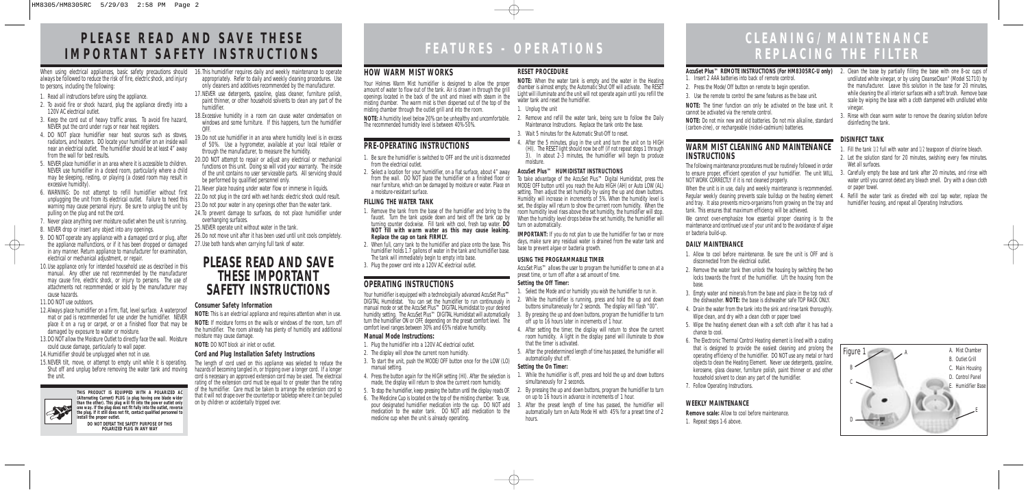# PLEASE READ AND SAVE THESE IMPORTANT SAFETY INSTRUCTIONS

When using electrical appliances, basic safety precautions should always be followed to reduce the risk of fire, electric shock, and injury to persons, including the following:

1. Read all instructions before using the appliance.
2. To avoid fire or shock hazard, plug the appliance directly into a 120V AC electrical outlet.
3. Keep the cord out of heavy traffic areas. To avoid fire hazard, NEVER put the cord under rugs or near heat registers.
4. DO NOT place humidifier near heat sources such as stoves, radiators, and heaters. DO locate your humidifier on an inside wall near an electrical outlet. The humidifier should be at least 4" away from the wall for best results.
5. NEVER place humidifier in an area where it is accessible to children. NEVER use humidifier in a closed room, particularly where a child may be sleeping, resting, or playing (a closed room may result in excessive humidity).
6. WARNING: Do not attempt to refill humidifier without first unplugging the unit from its electrical outlet. Failure to heed this warning may cause personal injury. Be sure to unplug the unit by pulling on the plug and not the cord.
7. Never place anything over other moisture outlet when the unit is running.
8. NEVER drop or insert any object into any openings.
9. DO NOT operate any appliance with a damaged cord or plug, after the appliance malfunctions, or if it has been dropped or damaged in any manner. Return appliance to manufacturer for examination, electrical or mechanical adjustment, or repair.
10. Use appliance only for intended household use as described in this manual. Any other use not recommended by the manufacturer may cause fire, electric shock, or injury to persons. The use of attachments not recommended or sold by the manufacturer may cause hazards.
11. DO NOT use outdoors.
12. Always place humidifier on a firm, flat, level surface. A waterproof mat or pad is recommended for use under the humidifier. NEVER place it on a rug or carpet, or on a finished floor that may be damaged by exposure to water or moisture.
13. DO NOT allow the Moisture Outlet to directly face the wall. Moisture could cause damage, particularly to wall paper.
14. Humidifier should be unplugged when not in use.
15. NEVER tilt, move, or attempt to empty unit while it is operating. Shut off and unplug before removing the water tank and moving the unit.
16. This humidifier requires daily and weekly maintenance to operate appropriately. Refer to daily and weekly cleaning procedures. Use only cleaners and additives recommended by the manufacturer.
17. NEVER use detergents, gasoline, glass cleaner, furniture polish, paint thinner, or other household solvents to clean any part of the humidifier.
18. Excessive humidity in a room can cause water condensation on windows and some furniture. If this happens, turn the humidifier OFF.
19. Do not use humidifier in an area where humidity level is in excess of 50%. Use a hygrometer, available at your local retailer or through the manufacturer, to measure the humidity.
20. DO NOT attempt to repair or adjust any electrical or mechanical functions on this unit. Doing so will void your warranty. The inside of the unit contains no user serviceable parts. All servicing should be performed by qualified personnel only.
21. Never place housing under water flow or immerse in liquids.
22. Do not plug in the cord with wet hands: electric shock could result.
23. Do not pour water in any openings other than the water tank.
24. To prevent damage to surfaces, do not place humidifier under overhanging surfaces.
25. NEVER operate unit without water in the tank.
26. Do not move unit after it has been used until unit cools completely.
27. Use both hands when carrying full tank of water.

**THIS PRODUCT IS EQUIPPED WITH A POLARIZED AC (Alternating Current) PLUG (a plug having one blade wider than the other). This plug will fit into the power outlet only one way. If the plug does not fit fully into the outlet, reverse the plug. If it still does not fit, contact qualified personnel to install the proper outlet.**

**DO NOT DEFEAT THE SAFETY PURPOSE OF THIS POLARIZED PLUG IN ANY WAY**

# PLEASE READ AND SAVE THESE IMPORTANT SAFETY INSTRUCTIONS

### Consumer Safety Information

**NOTE:** This is an electrical appliance and requires attention when in use.

**NOTE:** If moisture forms on the walls or windows of the room, turn off the humidifier. The room already has plenty of humidity and additional moisture may cause damage.

**NOTE:** DO NOT block air inlet or outlet.

### Cord and Plug Installation Safety Instructions

The length of cord used on this appliance was selected to reduce the hazards of becoming tangled in, or tripping over a longer cord. If a longer cord is necessary an approved extension cord may be used. The electrical rating of the extension cord must be equal to or greater than the rating of the humidifier. Care must be taken to arrange the extension cord so that it will not drape over the countertop or tabletop where it can be pulled on by children or accidentally tripped over.

# FEATURES - OPERATIONS

## HOW WARM MIST WORKS

Your Holmes Warm Mist humidifier is designed to allow the proper amount of water to flow out of the tank. Air is drawn in through the grill openings located in the back of the unit and mixed with steam in the misting chamber. The warm mist is then dispersed out of the top of the misting chamber through the outlet grill and into the room.

**NOTE:** A humidity level below 20% can be unhealthy and uncomfortable. The recommended humidity level is between 40%-50%.

## PRE-OPERATING INSTRUCTIONS

1. Be sure the humidifier is switched to OFF and the unit is disconnected from the electrical outlet.
2. Select a location for your humidifier, on a flat surface, about 4" away from the wall. DO NOT place the humidifier on a finished floor or near furniture, which can be damaged by moisture or water. Place on a moisture-resistant surface.

### FILLING THE WATER TANK

1. Remove the tank from the base of the humidifier and bring to the faucet. Turn the tank upside down and twist off the tank cap by turning counter clockwise. Fill tank with cool, fresh tap water. **DO NOT fill with warm water as this may cause leaking. Replace the cap on tank FIRMLY.**
2. When full, carry tank to the humidifier and place onto the base. This humidifier holds 1.7 gallons of water in the tank and humidifier base. The tank will immediately begin to empty into base.
3. Plug the power cord into a 120V AC electrical outlet.

## OPERATING INSTRUCTIONS

Your humidifier is equipped with a technologically advanced AccuSet Plus™ DIGITAL Humidistat. You can set the humidifier to run continuously in manual mode or set the AccuSet Plus™ DIGITAL Humidistat to your desired humidity setting. The AccuSet Plus™ DIGITAL Humidistat will automatically turn the humidifier ON or OFF, depending on the preset comfort level. The comfort level ranges between 30% and 65% relative humidity.

### Manual Mode Instructions:

1. Plug the humidifier into a 120V AC electrical outlet.
2. The display will show the current room humidity.
3. To start the unit, push the MODE/OFF button once for the LOW (LO) manual setting.
4. Press the button again for the HIGH setting (HI). After the selection is made, the display will return to show the current room humidity.
5. To stop the humidifier, keep pressing the button until the display reads OF.
6. The Medicine Cup is located on the top of the misting chamber. To use, pour designated humidifier medication into the cup. DO NOT add medication to the water tank. DO NOT add medication to the medicine cup when the unit is already operating.

### RESET PROCEDURE

**NOTE:** When the water tank is empty and the water in the Heating chamber is almost empty, the Automatic Shut Off will activate. The RESET Light will illuminate and the unit will not operate again until you refill the water tank and reset the humidifier.

1. Unplug the unit
2. Remove and refill the water tank, being sure to follow the Daily Maintenance Instructions. Replace the tank onto the base.
3. Wait 5 minutes for the Automatic Shut-Off to reset.
4. After the 5 minutes, plug in the unit and turn the unit on to HIGH (HI). The RESET light should now be off (if not repeat steps 1 through 3). In about 2-3 minutes, the humidifier will begin to produce moisture.

### AccuSet Plus™ HUMIDISTAT INSTRUCTIONS

To take advantage of the AccuSet Plus™ Digital Humidistat, press the MODE/OFF button until you reach the Auto HIGH (AH) or Auto LOW (AL) setting. Then adjust the set humidity by using the up and down buttons. Humidity will increase in increments of 5%. When the humidity level is set, the display will return to show the current room humidity. When the room humidity level rises above the set humidity, the humidifier will stop. When the humidity level drops below the set humidity, the humidifier will turn on automatically.

**IMPORTANT:** If you do not plan to use the humidifier for two or more days, make sure any residual water is drained from the water tank and base to prevent algae or bacteria growth.

### USING THE PROGRAMMABLE TIMER

AccuSet Plus™ allows the user to program the humidifier to come on at a preset time, or turn off after a set amount of time.

#### Setting the Off Timer:

1. Select the Mode and or humidity you wish the humidifier to run in.
2. While the humidifier is running, press and hold the up and down buttons simultaneously for 2 seconds. The display will flash "00".
3. By pressing the up and down buttons, program the humidifier to turn off up to 16 hours later in increments of 1 hour.
4. After setting the timer, the display will return to show the current room humidity. A light in the display panel will illuminate to show that the timer is activated.
5. After the predetermined length of time has passed, the humidifier will automatically shut off.

#### Setting the On Timer:

1. While the humidifier is off, press and hold the up and down buttons simultaneously for 2 seconds.
2. By pressing the up and down buttons, program the humidifier to turn on up to 16 hours in advance in increments of 1 hour.
3. After the preset length of time has passed, the humidifier will automatically turn on Auto Mode HI with 45% for a preset time of 2 hours.

# CLEANING/MAINTENANCE REPLACING THE FILTER

**AccuSet Plus™ REMOTE INSTRUCTIONS (For HM8305RC-U only)**

1. Insert 2 AAA batteries into back of remote control.
2. Press the Mode/Off button on remote to begin operation.
3. Use the remote to control the same features as the base unit.

**NOTE:** The timer function can only be activated on the base unit. It cannot be activated via the remote control.

**NOTE:** Do not mix new and old batteries. Do not mix alkaline, standard (carbon-zine), or rechargeable (nickel-cadmium) batteries.

## WARM MIST CLEANING AND MAINTENANCE INSTRUCTIONS

The following maintenance procedures must be routinely followed in order to ensure proper, efficient operation of your humidifier. The unit WILL NOT WORK CORRECTLY if it is not cleaned properly.

When the unit is in use, daily and weekly maintenance is recommended. Regular weekly cleaning prevents scale buildup on the heating element and tray. It also prevents micro-organisms from growing on the tray and tank. This ensures that maximum efficiency will be achieved.

We cannot over-emphasize how essential proper cleaning is to the maintenance and continued use of your unit and to the avoidance of algae or bacteria build-up.

### DAILY MAINTENANCE

1. Allow to cool before maintenance. Be sure the unit is OFF and is disconnected from the electrical outlet.
2. Remove the water tank then unlock the housing by switching the two locks towards the front of the humidifier. Lift the housing from the base.
3. Empty water and minerals from the base and place in the top rack of the dishwasher. **NOTE:** the base is dishwasher safe TOP RACK ONLY.
4. Drain the water from the tank into the sink and rinse tank thoroughly. Wipe clean, and dry with a clean cloth or paper towel
5. Wipe the heating element clean with a soft cloth after it has had a chance to cool.
6. The Electronic Thermal Control Heating element is lined with a coating that is designed to provide the easiest cleaning and prolong the operating efficiency of the humidifier. DO NOT use any metal or hard objects to clean the Heating Element. Never use detergents, gasoline, kerosene, glass cleaner, furniture polish, paint thinner or and other household solvent to clean any part of the humidifier.
7. Follow Operating Instructions.

### WEEKLY MAINTENANCE

**Remove scale:** Allow to cool before maintenance.

1. Repeat steps 1-6 above.
2. Clean the base by partially filling the base with one 8-oz cups of undiluted white vinegar, or by using CleanseClean® (Model S1710) by the manufacturer. Leave this solution in the base for 20 minutes, while cleaning the all interior surfaces with a soft brush. Remove base scale by wiping the base with a cloth dampened with undiluted white vinegar.
3. Rinse with clean warm water to remove the cleaning solution before disinfecting the tank.

### DISINFECT TANK

1. Fill the tank 1/2 full with water and 1/2 teaspoon of chlorine bleach.
2. Let the solution stand for 20 minutes, swishing every few minutes. Wet all surfaces.
3. Carefully empty the base and tank after 20 minutes, and rinse with water until you cannot detect any bleach smell. Dry with a clean cloth or paper towel.
4. Refill the water tank as directed with cool tap water, replace the humidifier housing, and repeat all Operating Instructions.

Figure 1

A. Mist Chamber
B. Outlet Grill
C. Main Housing
D. Control Panel
E. Humidifier Base